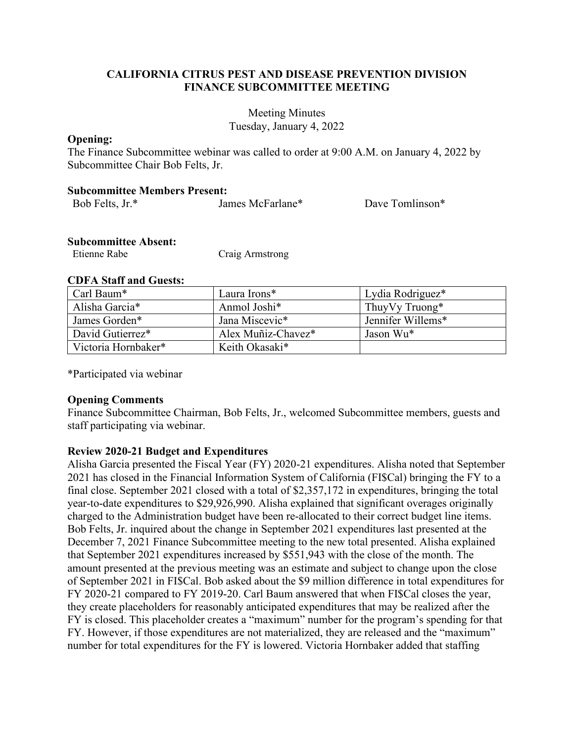# CALIFORNIA CITRUS PEST AND DISEASE PREVENTION DIVISION FINANCE SUBCOMMITTEE MEETING

Meeting Minutes
Tuesday, January 4, 2022

**Opening:**
The Finance Subcommittee webinar was called to order at 9:00 A.M. on January 4, 2022 by Subcommittee Chair Bob Felts, Jr.

**Subcommittee Members Present:**

| Bob Felts, Jr.* | James McFarlane* | Dave Tomlinson* |
|---|---|---|

**Subcommittee Absent:**

| Etienne Rabe | Craig Armstrong |
|---|---|

**CDFA Staff and Guests:**

| Carl Baum* | Laura Irons* | Lydia Rodriguez* |
|---|---|---|
| Alisha Garcia* | Anmol Joshi* | ThuyVy Truong* |
| James Gorden* | Jana Miscevic* | Jennifer Willems* |
| David Gutierrez* | Alex Muñiz-Chavez* | Jason Wu* |
| Victoria Hornbaker* | Keith Okasaki* | |

*Participated via webinar

**Opening Comments**
Finance Subcommittee Chairman, Bob Felts, Jr., welcomed Subcommittee members, guests and staff participating via webinar.

**Review 2020-21 Budget and Expenditures**
Alisha Garcia presented the Fiscal Year (FY) 2020-21 expenditures. Alisha noted that September 2021 has closed in the Financial Information System of California (FI$Cal) bringing the FY to a final close. September 2021 closed with a total of $2,357,172 in expenditures, bringing the total year-to-date expenditures to $29,926,990. Alisha explained that significant overages originally charged to the Administration budget have been re-allocated to their correct budget line items. Bob Felts, Jr. inquired about the change in September 2021 expenditures last presented at the December 7, 2021 Finance Subcommittee meeting to the new total presented. Alisha explained that September 2021 expenditures increased by $551,943 with the close of the month. The amount presented at the previous meeting was an estimate and subject to change upon the close of September 2021 in FI$Cal. Bob asked about the $9 million difference in total expenditures for FY 2020-21 compared to FY 2019-20. Carl Baum answered that when FI$Cal closes the year, they create placeholders for reasonably anticipated expenditures that may be realized after the FY is closed. This placeholder creates a "maximum" number for the program's spending for that FY. However, if those expenditures are not materialized, they are released and the "maximum" number for total expenditures for the FY is lowered. Victoria Hornbaker added that staffing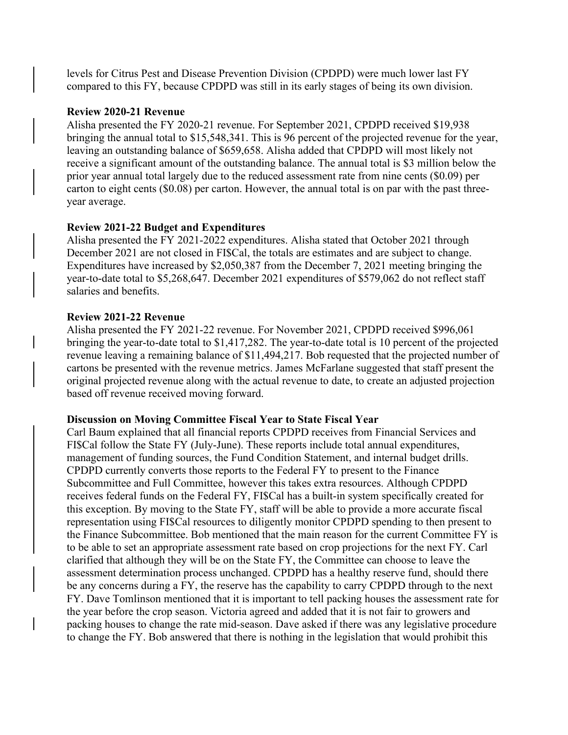levels for Citrus Pest and Disease Prevention Division (CPDPD) were much lower last FY compared to this FY, because CPDPD was still in its early stages of being its own division.

**Review 2020-21 Revenue**

Alisha presented the FY 2020-21 revenue. For September 2021, CPDPD received $19,938 bringing the annual total to $15,548,341. This is 96 percent of the projected revenue for the year, leaving an outstanding balance of $659,658. Alisha added that CPDPD will most likely not receive a significant amount of the outstanding balance. The annual total is $3 million below the prior year annual total largely due to the reduced assessment rate from nine cents ($0.09) per carton to eight cents ($0.08) per carton. However, the annual total is on par with the past three-year average.

**Review 2021-22 Budget and Expenditures**

Alisha presented the FY 2021-2022 expenditures. Alisha stated that October 2021 through December 2021 are not closed in FI$Cal, the totals are estimates and are subject to change. Expenditures have increased by $2,050,387 from the December 7, 2021 meeting bringing the year-to-date total to $5,268,647. December 2021 expenditures of $579,062 do not reflect staff salaries and benefits.

**Review 2021-22 Revenue**

Alisha presented the FY 2021-22 revenue. For November 2021, CPDPD received $996,061 bringing the year-to-date total to $1,417,282. The year-to-date total is 10 percent of the projected revenue leaving a remaining balance of $11,494,217. Bob requested that the projected number of cartons be presented with the revenue metrics. James McFarlane suggested that staff present the original projected revenue along with the actual revenue to date, to create an adjusted projection based off revenue received moving forward.

**Discussion on Moving Committee Fiscal Year to State Fiscal Year**

Carl Baum explained that all financial reports CPDPD receives from Financial Services and FI$Cal follow the State FY (July-June). These reports include total annual expenditures, management of funding sources, the Fund Condition Statement, and internal budget drills. CPDPD currently converts those reports to the Federal FY to present to the Finance Subcommittee and Full Committee, however this takes extra resources. Although CPDPD receives federal funds on the Federal FY, FI$Cal has a built-in system specifically created for this exception. By moving to the State FY, staff will be able to provide a more accurate fiscal representation using FI$Cal resources to diligently monitor CPDPD spending to then present to the Finance Subcommittee. Bob mentioned that the main reason for the current Committee FY is to be able to set an appropriate assessment rate based on crop projections for the next FY. Carl clarified that although they will be on the State FY, the Committee can choose to leave the assessment determination process unchanged. CPDPD has a healthy reserve fund, should there be any concerns during a FY, the reserve has the capability to carry CPDPD through to the next FY. Dave Tomlinson mentioned that it is important to tell packing houses the assessment rate for the year before the crop season. Victoria agreed and added that it is not fair to growers and packing houses to change the rate mid-season. Dave asked if there was any legislative procedure to change the FY. Bob answered that there is nothing in the legislation that would prohibit this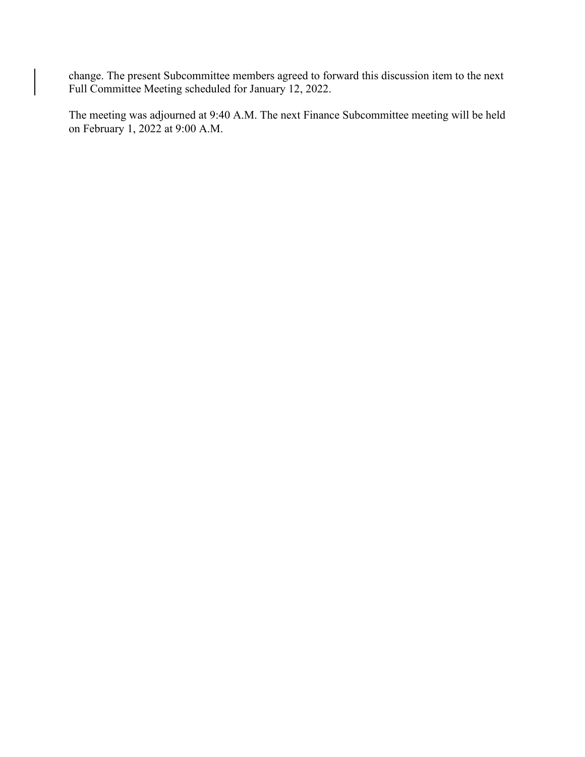change. The present Subcommittee members agreed to forward this discussion item to the next Full Committee Meeting scheduled for January 12, 2022.

The meeting was adjourned at 9:40 A.M. The next Finance Subcommittee meeting will be held on February 1, 2022 at 9:00 A.M.